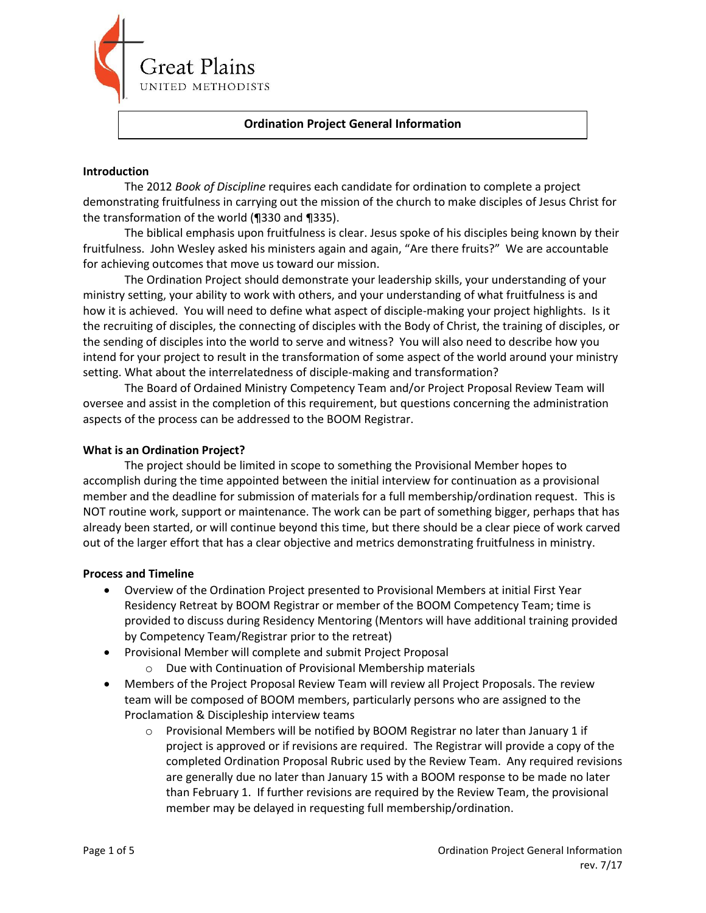Great Plains
UNITED METHODISTS

# Ordination Project General Information

## Introduction

The 2012 *Book of Discipline* requires each candidate for ordination to complete a project demonstrating fruitfulness in carrying out the mission of the church to make disciples of Jesus Christ for the transformation of the world (¶330 and ¶335).

The biblical emphasis upon fruitfulness is clear. Jesus spoke of his disciples being known by their fruitfulness. John Wesley asked his ministers again and again, "Are there fruits?" We are accountable for achieving outcomes that move us toward our mission.

The Ordination Project should demonstrate your leadership skills, your understanding of your ministry setting, your ability to work with others, and your understanding of what fruitfulness is and how it is achieved. You will need to define what aspect of disciple-making your project highlights. Is it the recruiting of disciples, the connecting of disciples with the Body of Christ, the training of disciples, or the sending of disciples into the world to serve and witness? You will also need to describe how you intend for your project to result in the transformation of some aspect of the world around your ministry setting. What about the interrelatedness of disciple-making and transformation?

The Board of Ordained Ministry Competency Team and/or Project Proposal Review Team will oversee and assist in the completion of this requirement, but questions concerning the administration aspects of the process can be addressed to the BOOM Registrar.

## What is an Ordination Project?

The project should be limited in scope to something the Provisional Member hopes to accomplish during the time appointed between the initial interview for continuation as a provisional member and the deadline for submission of materials for a full membership/ordination request. This is NOT routine work, support or maintenance. The work can be part of something bigger, perhaps that has already been started, or will continue beyond this time, but there should be a clear piece of work carved out of the larger effort that has a clear objective and metrics demonstrating fruitfulness in ministry.

## Process and Timeline

- Overview of the Ordination Project presented to Provisional Members at initial First Year Residency Retreat by BOOM Registrar or member of the BOOM Competency Team; time is provided to discuss during Residency Mentoring (Mentors will have additional training provided by Competency Team/Registrar prior to the retreat)
- Provisional Member will complete and submit Project Proposal
    - Due with Continuation of Provisional Membership materials
- Members of the Project Proposal Review Team will review all Project Proposals. The review team will be composed of BOOM members, particularly persons who are assigned to the Proclamation & Discipleship interview teams
    - Provisional Members will be notified by BOOM Registrar no later than January 1 if project is approved or if revisions are required. The Registrar will provide a copy of the completed Ordination Proposal Rubric used by the Review Team. Any required revisions are generally due no later than January 15 with a BOOM response to be made no later than February 1. If further revisions are required by the Review Team, the provisional member may be delayed in requesting full membership/ordination.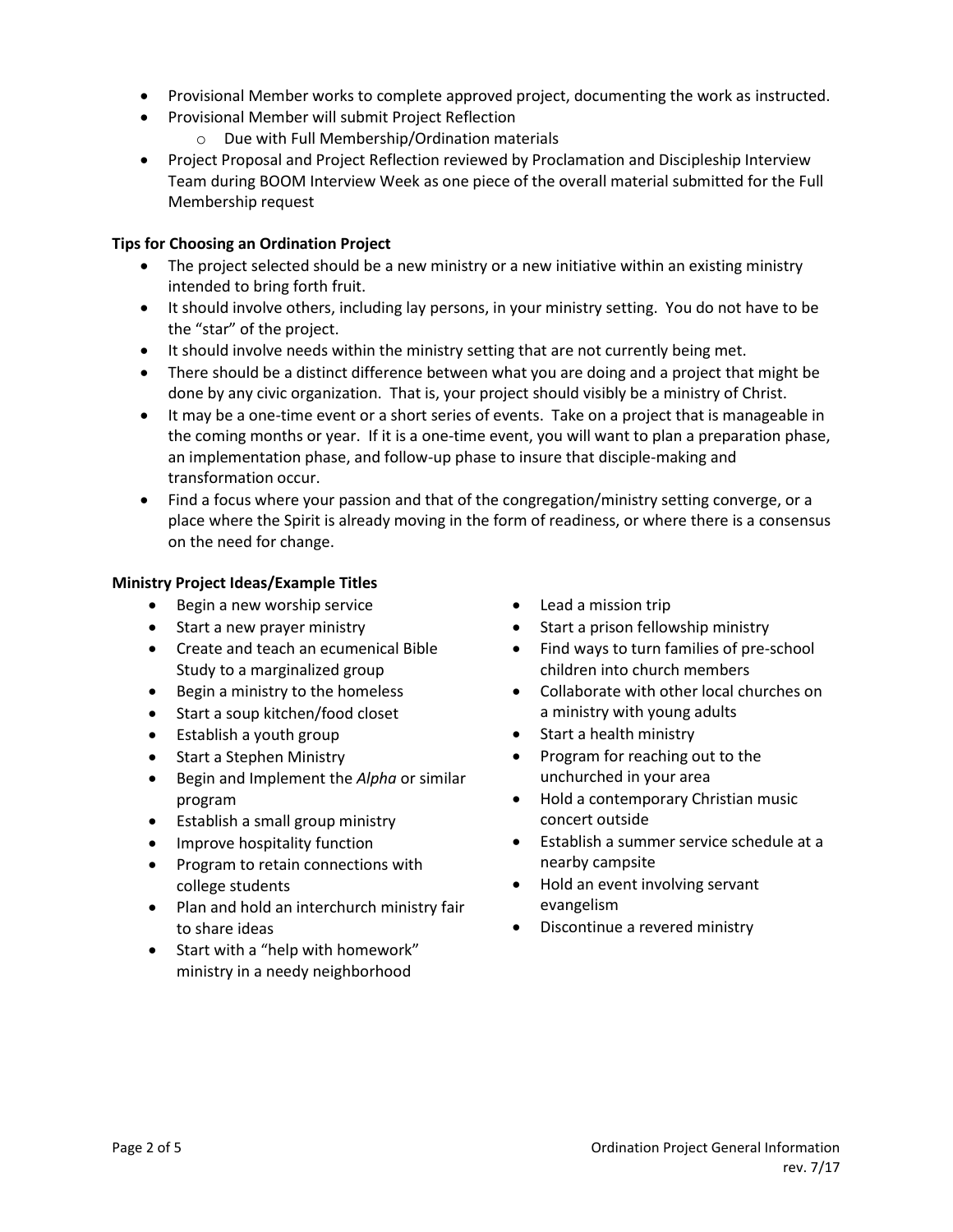- Provisional Member works to complete approved project, documenting the work as instructed.
- Provisional Member will submit Project Reflection
  - Due with Full Membership/Ordination materials
- Project Proposal and Project Reflection reviewed by Proclamation and Discipleship Interview Team during BOOM Interview Week as one piece of the overall material submitted for the Full Membership request

**Tips for Choosing an Ordination Project**

- The project selected should be a new ministry or a new initiative within an existing ministry intended to bring forth fruit.
- It should involve others, including lay persons, in your ministry setting. You do not have to be the "star" of the project.
- It should involve needs within the ministry setting that are not currently being met.
- There should be a distinct difference between what you are doing and a project that might be done by any civic organization. That is, your project should visibly be a ministry of Christ.
- It may be a one-time event or a short series of events. Take on a project that is manageable in the coming months or year. If it is a one-time event, you will want to plan a preparation phase, an implementation phase, and follow-up phase to insure that disciple-making and transformation occur.
- Find a focus where your passion and that of the congregation/ministry setting converge, or a place where the Spirit is already moving in the form of readiness, or where there is a consensus on the need for change.

**Ministry Project Ideas/Example Titles**

- Begin a new worship service
- Start a new prayer ministry
- Create and teach an ecumenical Bible Study to a marginalized group
- Begin a ministry to the homeless
- Start a soup kitchen/food closet
- Establish a youth group
- Start a Stephen Ministry
- Begin and Implement the *Alpha* or similar program
- Establish a small group ministry
- Improve hospitality function
- Program to retain connections with college students
- Plan and hold an interchurch ministry fair to share ideas
- Start with a "help with homework" ministry in a needy neighborhood
- Lead a mission trip
- Start a prison fellowship ministry
- Find ways to turn families of pre-school children into church members
- Collaborate with other local churches on a ministry with young adults
- Start a health ministry
- Program for reaching out to the unchurched in your area
- Hold a contemporary Christian music concert outside
- Establish a summer service schedule at a nearby campsite
- Hold an event involving servant evangelism
- Discontinue a revered ministry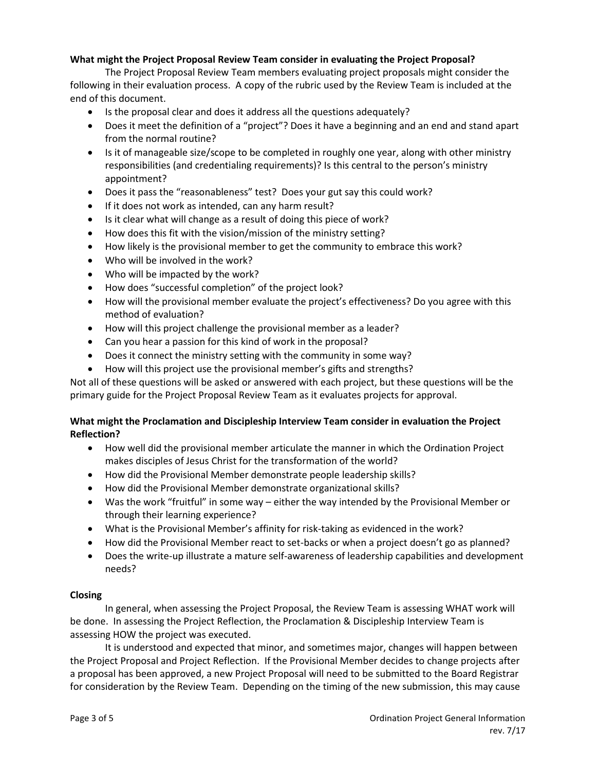**What might the Project Proposal Review Team consider in evaluating the Project Proposal?**

The Project Proposal Review Team members evaluating project proposals might consider the following in their evaluation process. A copy of the rubric used by the Review Team is included at the end of this document.

- Is the proposal clear and does it address all the questions adequately?
- Does it meet the definition of a "project"? Does it have a beginning and an end and stand apart from the normal routine?
- Is it of manageable size/scope to be completed in roughly one year, along with other ministry responsibilities (and credentialing requirements)? Is this central to the person's ministry appointment?
- Does it pass the "reasonableness" test? Does your gut say this could work?
- If it does not work as intended, can any harm result?
- Is it clear what will change as a result of doing this piece of work?
- How does this fit with the vision/mission of the ministry setting?
- How likely is the provisional member to get the community to embrace this work?
- Who will be involved in the work?
- Who will be impacted by the work?
- How does "successful completion" of the project look?
- How will the provisional member evaluate the project's effectiveness? Do you agree with this method of evaluation?
- How will this project challenge the provisional member as a leader?
- Can you hear a passion for this kind of work in the proposal?
- Does it connect the ministry setting with the community in some way?
- How will this project use the provisional member's gifts and strengths?

Not all of these questions will be asked or answered with each project, but these questions will be the primary guide for the Project Proposal Review Team as it evaluates projects for approval.

**What might the Proclamation and Discipleship Interview Team consider in evaluation the Project Reflection?**

- How well did the provisional member articulate the manner in which the Ordination Project makes disciples of Jesus Christ for the transformation of the world?
- How did the Provisional Member demonstrate people leadership skills?
- How did the Provisional Member demonstrate organizational skills?
- Was the work "fruitful" in some way – either the way intended by the Provisional Member or through their learning experience?
- What is the Provisional Member's affinity for risk-taking as evidenced in the work?
- How did the Provisional Member react to set-backs or when a project doesn't go as planned?
- Does the write-up illustrate a mature self-awareness of leadership capabilities and development needs?

**Closing**

In general, when assessing the Project Proposal, the Review Team is assessing WHAT work will be done. In assessing the Project Reflection, the Proclamation & Discipleship Interview Team is assessing HOW the project was executed.

It is understood and expected that minor, and sometimes major, changes will happen between the Project Proposal and Project Reflection. If the Provisional Member decides to change projects after a proposal has been approved, a new Project Proposal will need to be submitted to the Board Registrar for consideration by the Review Team. Depending on the timing of the new submission, this may cause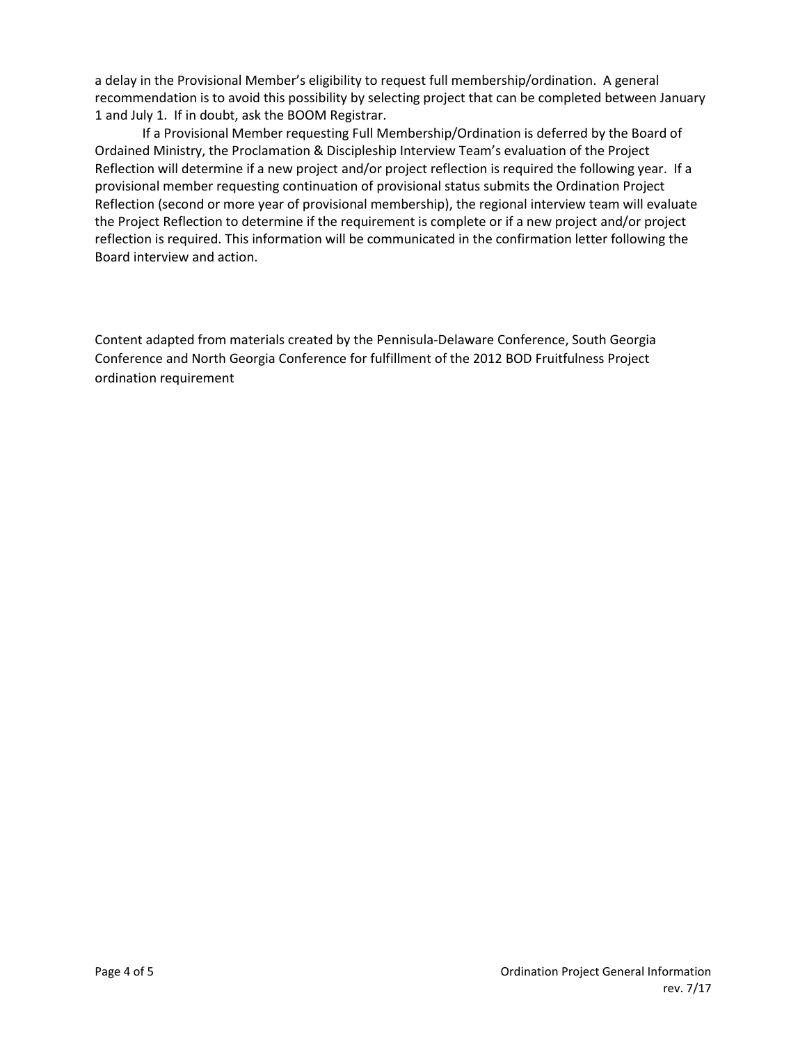a delay in the Provisional Member's eligibility to request full membership/ordination. A general recommendation is to avoid this possibility by selecting project that can be completed between January 1 and July 1. If in doubt, ask the BOOM Registrar.

If a Provisional Member requesting Full Membership/Ordination is deferred by the Board of Ordained Ministry, the Proclamation & Discipleship Interview Team's evaluation of the Project Reflection will determine if a new project and/or project reflection is required the following year. If a provisional member requesting continuation of provisional status submits the Ordination Project Reflection (second or more year of provisional membership), the regional interview team will evaluate the Project Reflection to determine if the requirement is complete or if a new project and/or project reflection is required. This information will be communicated in the confirmation letter following the Board interview and action.

Content adapted from materials created by the Pennisula-Delaware Conference, South Georgia Conference and North Georgia Conference for fulfillment of the 2012 BOD Fruitfulness Project ordination requirement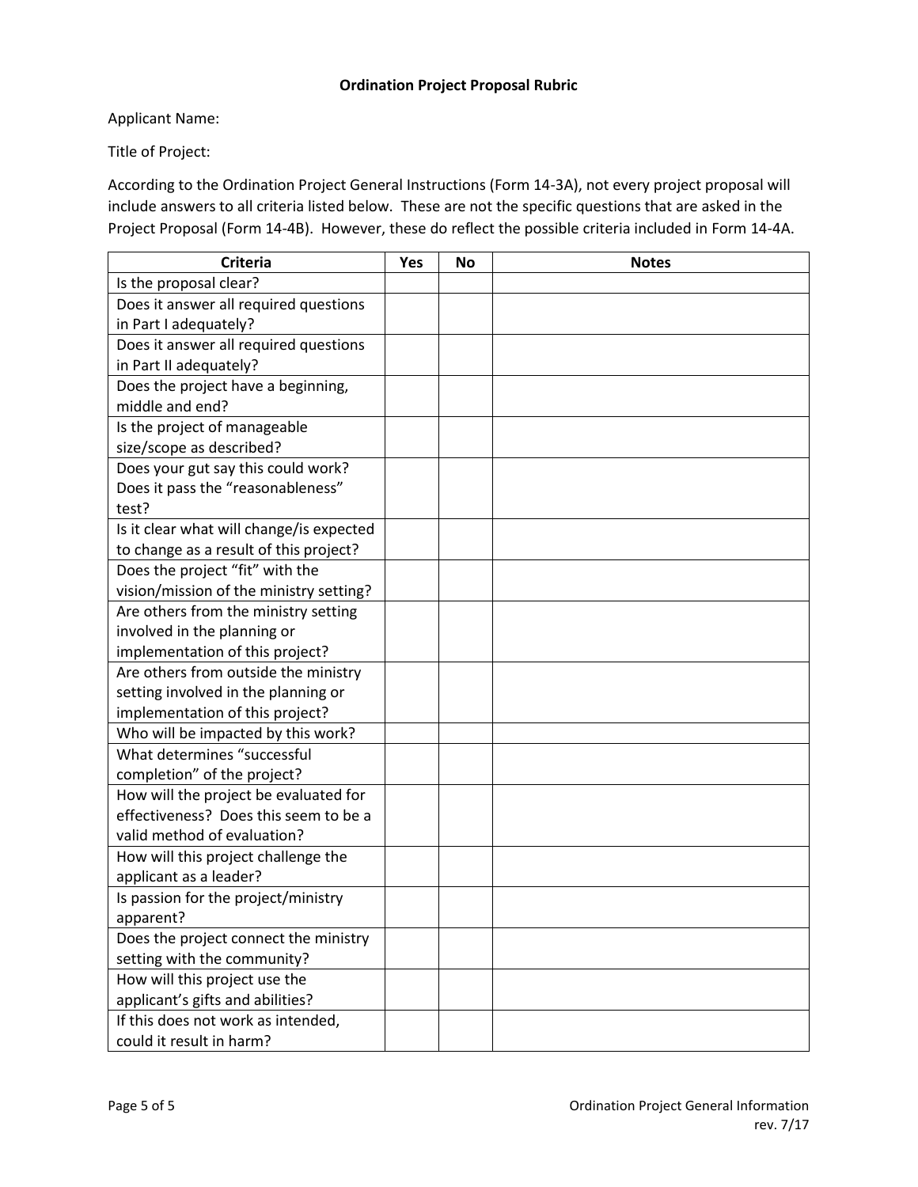# Ordination Project Proposal Rubric

Applicant Name:

Title of Project:

According to the Ordination Project General Instructions (Form 14-3A), not every project proposal will include answers to all criteria listed below. These are not the specific questions that are asked in the Project Proposal (Form 14-4B). However, these do reflect the possible criteria included in Form 14-4A.

| Criteria | Yes | No | Notes |
|---|---|---|---|
| Is the proposal clear? | | | |
| Does it answer all required questions in Part I adequately? | | | |
| Does it answer all required questions in Part II adequately? | | | |
| Does the project have a beginning, middle and end? | | | |
| Is the project of manageable size/scope as described? | | | |
| Does your gut say this could work? Does it pass the "reasonableness" test? | | | |
| Is it clear what will change/is expected to change as a result of this project? | | | |
| Does the project "fit" with the vision/mission of the ministry setting? | | | |
| Are others from the ministry setting involved in the planning or implementation of this project? | | | |
| Are others from outside the ministry setting involved in the planning or implementation of this project? | | | |
| Who will be impacted by this work? | | | |
| What determines "successful completion" of the project? | | | |
| How will the project be evaluated for effectiveness? Does this seem to be a valid method of evaluation? | | | |
| How will this project challenge the applicant as a leader? | | | |
| Is passion for the project/ministry apparent? | | | |
| Does the project connect the ministry setting with the community? | | | |
| How will this project use the applicant's gifts and abilities? | | | |
| If this does not work as intended, could it result in harm? | | | |